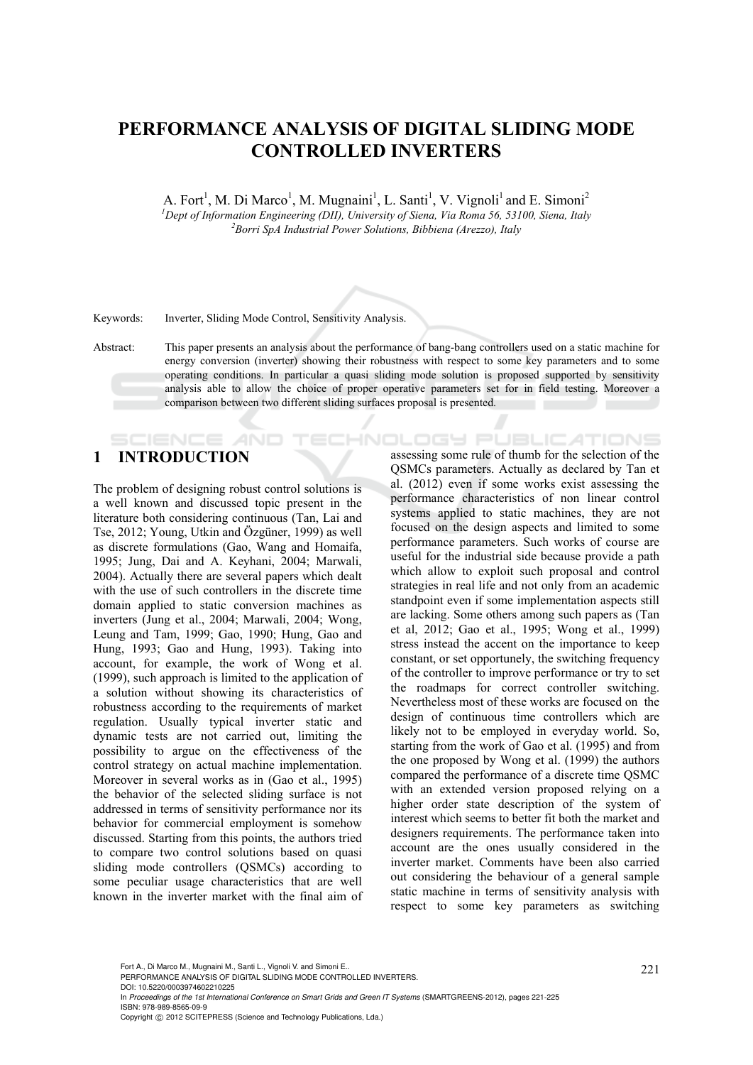# PERFORMANCE ANALYSIS OF DIGITAL SLIDING MODE CONTROLLED INVERTERS

A. Fort[1], M. Di Marco[1], M. Mugnaini[1], L. Santi[1], V. Vignoli[1] and E. Simoni[2]

[1]*Dept of Information Engineering (DII), University of Siena, Via Roma 56, 53100, Siena, Italy*
[2]*Borri SpA Industrial Power Solutions, Bibbiena (Arezzo), Italy*

Keywords: Inverter, Sliding Mode Control, Sensitivity Analysis.

Abstract: This paper presents an analysis about the performance of bang-bang controllers used on a static machine for energy conversion (inverter) showing their robustness with respect to some key parameters and to some operating conditions. In particular a quasi sliding mode solution is proposed supported by sensitivity analysis able to allow the choice of proper operative parameters set for in field testing. Moreover a comparison between two different sliding surfaces proposal is presented.

## 1 INTRODUCTION

The problem of designing robust control solutions is a well known and discussed topic present in the literature both considering continuous (Tan, Lai and Tse, 2012; Young, Utkin and Özgüner, 1999) as well as discrete formulations (Gao, Wang and Homaifa, 1995; Jung, Dai and A. Keyhani, 2004; Marwali, 2004). Actually there are several papers which dealt with the use of such controllers in the discrete time domain applied to static conversion machines as inverters (Jung et al., 2004; Marwali, 2004; Wong, Leung and Tam, 1999; Gao, 1990; Hung, Gao and Hung, 1993; Gao and Hung, 1993). Taking into account, for example, the work of Wong et al. (1999), such approach is limited to the application of a solution without showing its characteristics of robustness according to the requirements of market regulation. Usually typical inverter static and dynamic tests are not carried out, limiting the possibility to argue on the effectiveness of the control strategy on actual machine implementation. Moreover in several works as in (Gao et al., 1995) the behavior of the selected sliding surface is not addressed in terms of sensitivity performance nor its behavior for commercial employment is somehow discussed. Starting from this points, the authors tried to compare two control solutions based on quasi sliding mode controllers (QSMCs) according to some peculiar usage characteristics that are well known in the inverter market with the final aim of assessing some rule of thumb for the selection of the QSMCs parameters. Actually as declared by Tan et al. (2012) even if some works exist assessing the performance characteristics of non linear control systems applied to static machines, they are not focused on the design aspects and limited to some performance parameters. Such works of course are useful for the industrial side because provide a path which allow to exploit such proposal and control strategies in real life and not only from an academic standpoint even if some implementation aspects still are lacking. Some others among such papers as (Tan et al, 2012; Gao et al., 1995; Wong et al., 1999) stress instead the accent on the importance to keep constant, or set opportunely, the switching frequency of the controller to improve performance or try to set the roadmaps for correct controller switching. Nevertheless most of these works are focused on the design of continuous time controllers which are likely not to be employed in everyday world. So, starting from the work of Gao et al. (1995) and from the one proposed by Wong et al. (1999) the authors compared the performance of a discrete time QSMC with an extended version proposed relying on a higher order state description of the system of interest which seems to better fit both the market and designers requirements. The performance taken into account are the ones usually considered in the inverter market. Comments have been also carried out considering the behaviour of a general sample static machine in terms of sensitivity analysis with respect to some key parameters as switching

Fort A., Di Marco M., Mugnaini M., Santi L., Vignoli V. and Simoni E..
PERFORMANCE ANALYSIS OF DIGITAL SLIDING MODE CONTROLLED INVERTERS.
DOI: 10.5220/0003974602210225
In *Proceedings of the 1st International Conference on Smart Grids and Green IT Systems* (SMARTGREENS-2012), pages 221-225
ISBN: 978-989-8565-09-9
Copyright © 2012 SCITEPRESS (Science and Technology Publications, Lda.)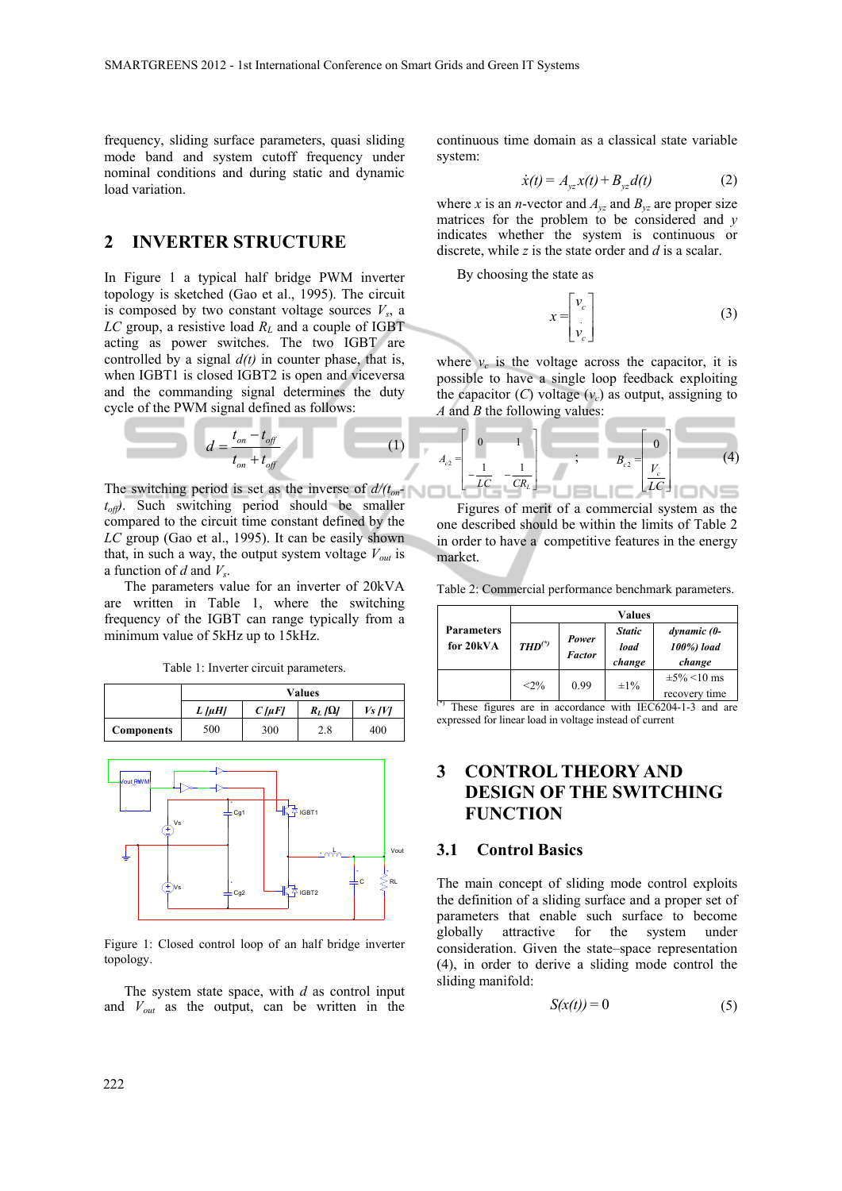frequency, sliding surface parameters, quasi sliding mode band and system cutoff frequency under nominal conditions and during static and dynamic load variation.

## 2 INVERTER STRUCTURE

In Figure 1 a typical half bridge PWM inverter topology is sketched (Gao et al., 1995). The circuit is composed by two constant voltage sources $V_s$, a $LC$ group, a resistive load $R_L$ and a couple of IGBT acting as power switches. The two IGBT are controlled by a signal $d(t)$ in counter phase, that is, when IGBT1 is closed IGBT2 is open and viceversa and the commanding signal determines the duty cycle of the PWM signal defined as follows:

$$d = \frac{t_{on} - t_{off}}{t_{on} + t_{off}} \tag{1}$$

The switching period is set as the inverse of $d/(t_{on}-t_{off})$. Such switching period should be smaller compared to the circuit time constant defined by the $LC$ group (Gao et al., 1995). It can be easily shown that, in such a way, the output system voltage $V_{out}$ is a function of $d$ and $V_s$.

The parameters value for an inverter of 20kVA are written in Table 1, where the switching frequency of the IGBT can range typically from a minimum value of 5kHz up to 15kHz.

Table 1: Inverter circuit parameters.

| | Values | | | |
|---|---|---|---|---|
| | *L [μH]* | *C [μF]* | *$R_L$ [Ω]* | *Vs [V]* |
| **Components** | 500 | 300 | 2.8 | 400 |

Figure 1: Closed control loop of an half bridge inverter topology.

The system state space, with $d$ as control input and $V_{out}$ as the output, can be written in the continuous time domain as a classical state variable system:

$$\dot{x}(t) = A_{yz}x(t) + B_{yz}d(t) \tag{2}$$

where $x$ is an $n$-vector and $A_{yz}$ and $B_{yz}$ are proper size matrices for the problem to be considered and $y$ indicates whether the system is continuous or discrete, while $z$ is the state order and $d$ is a scalar.

By choosing the state as

$$x = \begin{bmatrix} v_c \\ \dot{v}_c \end{bmatrix} \tag{3}$$

where $v_c$ is the voltage across the capacitor, it is possible to have a single loop feedback exploiting the capacitor ($C$) voltage ($v_c$) as output, assigning to $A$ and $B$ the following values:

$$A_{c2} = \begin{bmatrix} 0 & 1 \\ -\frac{1}{LC} & -\frac{1}{CR_L} \end{bmatrix} \quad ; \quad B_{c2} = \begin{bmatrix} 0 \\ \frac{V_c}{LC} \end{bmatrix} \tag{4}$$

Figures of merit of a commercial system as the one described should be within the limits of Table 2 in order to have a competitive features in the energy market.

Table 2: Commercial performance benchmark parameters.

| Parameters for 20kVA | Values | | | |
|---|---|---|---|---|
| | *THD[(*)]* | *Power Factor* | *Static load change* | *dynamic (0-100%) load change* |
| | <2% | 0.99 | ±1% | ±5% <10 ms recovery time |

[(*)] These figures are in accordance with IEC6204-1-3 and are expressed for linear load in voltage instead of current

## 3 CONTROL THEORY AND DESIGN OF THE SWITCHING FUNCTION

### 3.1 Control Basics

The main concept of sliding mode control exploits the definition of a sliding surface and a proper set of parameters that enable such surface to become globally attractive for the system under consideration. Given the state–space representation (4), in order to derive a sliding mode control the sliding manifold:

$$S(x(t)) = 0 \tag{5}$$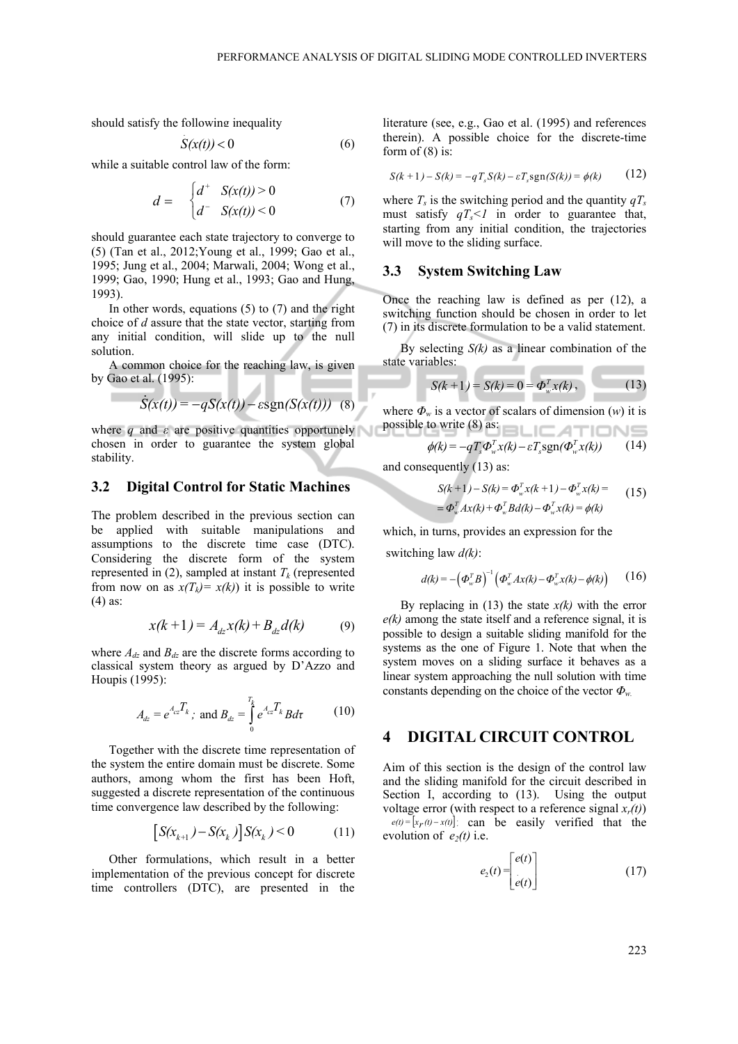should satisfy the following inequality

$$\dot{S}(x(t)) < 0 \tag{6}$$

while a suitable control law of the form:

$$d = \begin{cases} d^{+} & S(x(t)) > 0 \\ d^{-} & S(x(t)) < 0 \end{cases} \tag{7}$$

should guarantee each state trajectory to converge to (5) (Tan et al., 2012;Young et al., 1999; Gao et al., 1995; Jung et al., 2004; Marwali, 2004; Wong et al., 1999; Gao, 1990; Hung et al., 1993; Gao and Hung, 1993).

In other words, equations (5) to (7) and the right choice of $d$ assure that the state vector, starting from any initial condition, will slide up to the null solution.

A common choice for the reaching law, is given by Gao et al. (1995):

$$\dot{S}(x(t)) = -qS(x(t)) - \varepsilon \operatorname{sgn}(S(x(t))) \tag{8}$$

where $q$ and $\varepsilon$ are positive quantities opportunely chosen in order to guarantee the system global stability.

## 3.2 Digital Control for Static Machines

The problem described in the previous section can be applied with suitable manipulations and assumptions to the discrete time case (DTC). Considering the discrete form of the system represented in (2), sampled at instant $T_k$ (represented from now on as $x(T_k) = x(k)$) it is possible to write (4) as:

$$x(k+1) = A_{dz}x(k) + B_{dz}d(k) \tag{9}$$

where $A_{dz}$ and $B_{dz}$ are the discrete forms according to classical system theory as argued by D'Azzo and Houpis (1995):

$$A_{dz} = e^{A_{cz}T_k}\text{; and } B_{dz} = \int_0^{T_k} e^{A_{cz}T_k} B d\tau \tag{10}$$

Together with the discrete time representation of the system the entire domain must be discrete. Some authors, among whom the first has been Hoft, suggested a discrete representation of the continuous time convergence law described by the following:

$$\left[S(x_{k+1}) - S(x_k)\right]S(x_k) < 0 \tag{11}$$

Other formulations, which result in a better implementation of the previous concept for discrete time controllers (DTC), are presented in the literature (see, e.g., Gao et al. (1995) and references therein). A possible choice for the discrete-time form of (8) is:

$$S(k+1) - S(k) = -qT_sS(k) - \varepsilon T_s \operatorname{sgn}(S(k)) = \phi(k) \tag{12}$$

where $T_s$ is the switching period and the quantity $qT_s$ must satisfy $qT_s < 1$ in order to guarantee that, starting from any initial condition, the trajectories will move to the sliding surface.

## 3.3 System Switching Law

Once the reaching law is defined as per (12), a switching function should be chosen in order to let (7) in its discrete formulation to be a valid statement.

By selecting $S(k)$ as a linear combination of the state variables:

$$S(k+1) = S(k) = 0 = \Phi_w^T x(k), \tag{13}$$

where $\Phi_w$ is a vector of scalars of dimension ($w$) it is possible to write (8) as:

$$\phi(k) = -qT_s\Phi_w^T x(k) - \varepsilon T_s \operatorname{sgn}(\Phi_w^T x(k)) \tag{14}$$

and consequently (13) as:

$$\begin{aligned} S(k+1) - S(k) &= \Phi_w^T x(k+1) - \Phi_w^T x(k) = \\ &= \Phi_w^T Ax(k) + \Phi_w^T Bd(k) - \Phi_w^T x(k) = \phi(k) \end{aligned} \tag{15}$$

which, in turns, provides an expression for the switching law $d(k)$:

$$d(k) = -\left(\Phi_w^T B\right)^{-1}\left(\Phi_w^T Ax(k) - \Phi_w^T x(k) - \phi(k)\right) \tag{16}$$

By replacing in (13) the state $x(k)$ with the error $e(k)$ among the state itself and a reference signal, it is possible to design a suitable sliding manifold for the systems as the one of Figure 1. Note that when the system moves on a sliding surface it behaves as a linear system approaching the null solution with time constants depending on the choice of the vector $\Phi_w$.

# 4 DIGITAL CIRCUIT CONTROL

Aim of this section is the design of the control law and the sliding manifold for the circuit described in Section I, according to (13). Using the output voltage error (with respect to a reference signal $x_r(t)$) $e(t) = \left[x_r(t) - x(t)\right]$; can be easily verified that the evolution of $e_2(t)$ i.e.

$$e_2(t) = \begin{bmatrix} e(t) \\ \dot{e}(t) \end{bmatrix} \tag{17}$$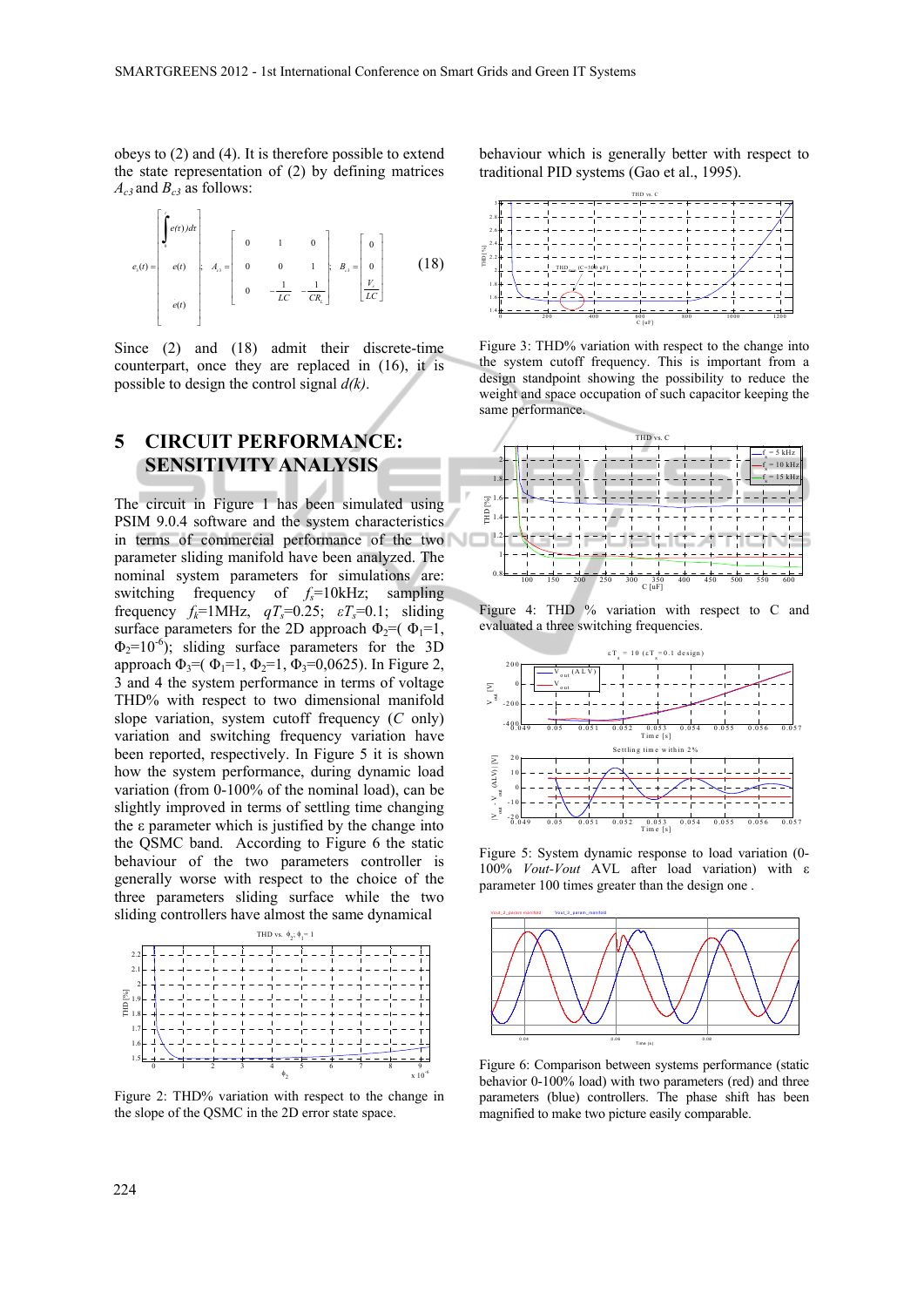obeys to (2) and (4). It is therefore possible to extend the state representation of (2) by defining matrices $A_{c3}$ and $B_{c3}$ as follows:

$$e_3(t)=\begin{bmatrix}\int_0^t e(\tau)d\tau \\ e(t) \\ \dot{e}(t)\end{bmatrix};\quad A_{c3}=\begin{bmatrix}0 & 1 & 0\\ 0 & 0 & 1\\ 0 & -\frac{1}{LC} & -\frac{1}{CR_L}\end{bmatrix};\quad B_{c3}=\begin{bmatrix}0\\ 0\\ \frac{V_s}{LC}\end{bmatrix} \tag{18}$$

Since (2) and (18) admit their discrete-time counterpart, once they are replaced in (16), it is possible to design the control signal $d(k)$.

# 5 CIRCUIT PERFORMANCE: SENSITIVITY ANALYSIS

The circuit in Figure 1 has been simulated using PSIM 9.0.4 software and the system characteristics in terms of commercial performance of the two parameter sliding manifold have been analyzed. The nominal system parameters for simulations are: switching frequency of $f_s$=10kHz; sampling frequency $f_k$=1MHz, $qT_s$=0.25; $\varepsilon T_s$=0.1; sliding surface parameters for the 2D approach $\Phi_2$=( $\Phi_1$=1, $\Phi_2$=$10^{-6}$); sliding surface parameters for the 3D approach $\Phi_3$=( $\Phi_1$=1, $\Phi_2$=1, $\Phi_3$=0,0625). In Figure 2, 3 and 4 the system performance in terms of voltage THD% with respect to two dimensional manifold slope variation, system cutoff frequency ($C$ only) variation and switching frequency variation have been reported, respectively. In Figure 5 it is shown how the system performance, during dynamic load variation (from 0-100% of the nominal load), can be slightly improved in terms of settling time changing the ε parameter which is justified by the change into the QSMC band. According to Figure 6 the static behaviour of the two parameters controller is generally worse with respect to the choice of the three parameters sliding surface while the two sliding controllers have almost the same dynamical behaviour which is generally better with respect to traditional PID systems (Gao et al., 1995).

Figure 2: THD% variation with respect to the change in the slope of the QSMC in the 2D error state space.

Figure 3: THD% variation with respect to the change into the system cutoff frequency. This is important from a design standpoint showing the possibility to reduce the weight and space occupation of such capacitor keeping the same performance.

Figure 4: THD % variation with respect to C and evaluated a three switching frequencies.

Figure 5: System dynamic response to load variation (0-100% $Vout$-$Vout$ AVL after load variation) with ε parameter 100 times greater than the design one .

Figure 6: Comparison between systems performance (static behavior 0-100% load) with two parameters (red) and three parameters (blue) controllers. The phase shift has been magnified to make two picture easily comparable.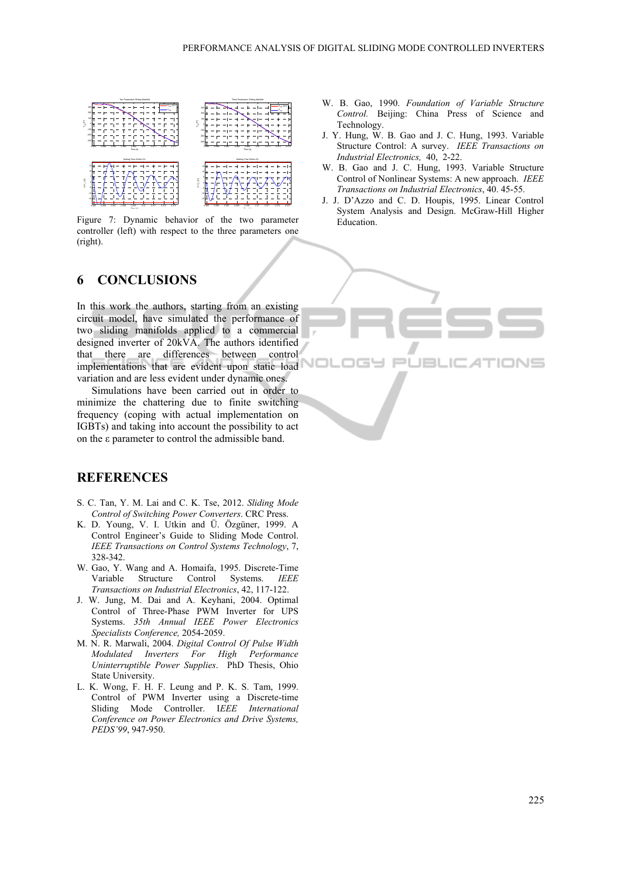Two Parameters Sliding Manifold

Three Parameters Sliding Manifold

Time [s]

Time [s]

Settling Time Within 2%

Settling Time Within 2%

Figure 7: Dynamic behavior of the two parameter controller (left) with respect to the three parameters one (right).

## 6 CONCLUSIONS

In this work the authors, starting from an existing circuit model, have simulated the performance of two sliding manifolds applied to a commercial designed inverter of 20kVA. The authors identified that there are differences between control implementations that are evident upon static load variation and are less evident under dynamic ones.

Simulations have been carried out in order to minimize the chattering due to finite switching frequency (coping with actual implementation on IGBTs) and taking into account the possibility to act on the ε parameter to control the admissible band.

## REFERENCES

S. C. Tan, Y. M. Lai and C. K. Tse, 2012. *Sliding Mode Control of Switching Power Converters*. CRC Press.

K. D. Young, V. I. Utkin and Ü. Özgüner, 1999. A Control Engineer's Guide to Sliding Mode Control. *IEEE Transactions on Control Systems Technology*, 7, 328-342.

W. Gao, Y. Wang and A. Homaifa, 1995. Discrete-Time Variable Structure Control Systems. *IEEE Transactions on Industrial Electronics*, 42, 117-122.

J. W. Jung, M. Dai and A. Keyhani, 2004. Optimal Control of Three-Phase PWM Inverter for UPS Systems. *35th Annual IEEE Power Electronics Specialists Conference,* 2054-2059.

M. N. R. Marwali, 2004. *Digital Control Of Pulse Width Modulated Inverters For High Performance Uninterruptible Power Supplies*. PhD Thesis, Ohio State University.

L. K. Wong, F. H. F. Leung and P. K. S. Tam, 1999. Control of PWM Inverter using a Discrete-time Sliding Mode Controller. I*EEE International Conference on Power Electronics and Drive Systems, PEDS'99*, 947-950.

W. B. Gao, 1990. *Foundation of Variable Structure Control.* Beijing: China Press of Science and Technology.

J. Y. Hung, W. B. Gao and J. C. Hung, 1993. Variable Structure Control: A survey. *IEEE Transactions on Industrial Electronics,* 40, 2-22.

W. B. Gao and J. C. Hung, 1993. Variable Structure Control of Nonlinear Systems: A new approach. *IEEE Transactions on Industrial Electronics*, 40. 45-55.

J. J. D'Azzo and C. D. Houpis, 1995. Linear Control System Analysis and Design. McGraw-Hill Higher Education.